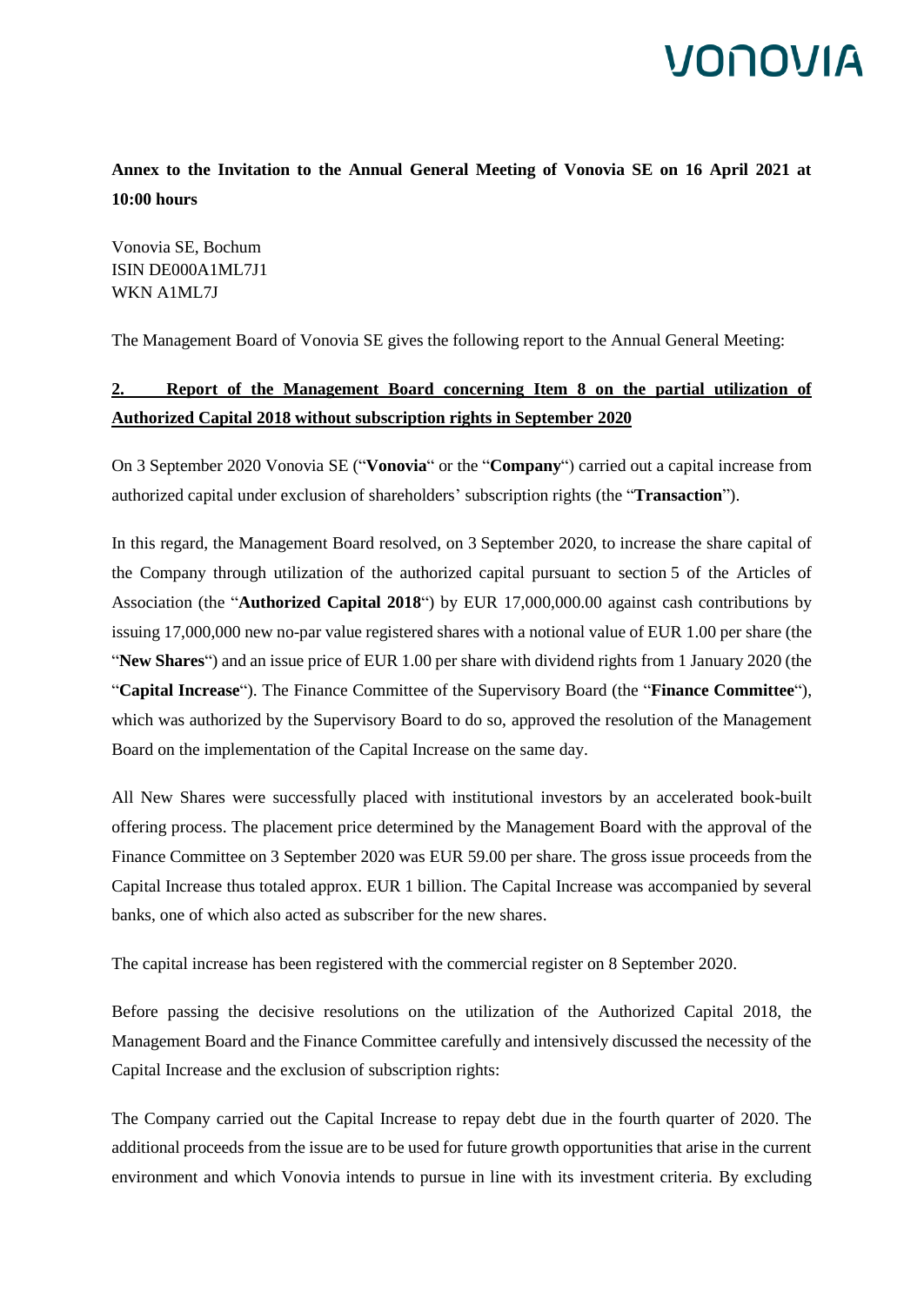**Annex to the Invitation to the Annual General Meeting of Vonovia SE on 16 April 2021 at 10:00 hours**

Vonovia SE, Bochum
ISIN DE000A1ML7J1
WKN A1ML7J

The Management Board of Vonovia SE gives the following report to the Annual General Meeting:

## 2. Report of the Management Board concerning Item 8 on the partial utilization of Authorized Capital 2018 without subscription rights in September 2020

On 3 September 2020 Vonovia SE ("**Vonovia**" or the "**Company**") carried out a capital increase from authorized capital under exclusion of shareholders' subscription rights (the "**Transaction**").

In this regard, the Management Board resolved, on 3 September 2020, to increase the share capital of the Company through utilization of the authorized capital pursuant to section 5 of the Articles of Association (the "**Authorized Capital 2018**") by EUR 17,000,000.00 against cash contributions by issuing 17,000,000 new no-par value registered shares with a notional value of EUR 1.00 per share (the "**New Shares**") and an issue price of EUR 1.00 per share with dividend rights from 1 January 2020 (the "**Capital Increase**"). The Finance Committee of the Supervisory Board (the "**Finance Committee**"), which was authorized by the Supervisory Board to do so, approved the resolution of the Management Board on the implementation of the Capital Increase on the same day.

All New Shares were successfully placed with institutional investors by an accelerated book-built offering process. The placement price determined by the Management Board with the approval of the Finance Committee on 3 September 2020 was EUR 59.00 per share. The gross issue proceeds from the Capital Increase thus totaled approx. EUR 1 billion. The Capital Increase was accompanied by several banks, one of which also acted as subscriber for the new shares.

The capital increase has been registered with the commercial register on 8 September 2020.

Before passing the decisive resolutions on the utilization of the Authorized Capital 2018, the Management Board and the Finance Committee carefully and intensively discussed the necessity of the Capital Increase and the exclusion of subscription rights:

The Company carried out the Capital Increase to repay debt due in the fourth quarter of 2020. The additional proceeds from the issue are to be used for future growth opportunities that arise in the current environment and which Vonovia intends to pursue in line with its investment criteria. By excluding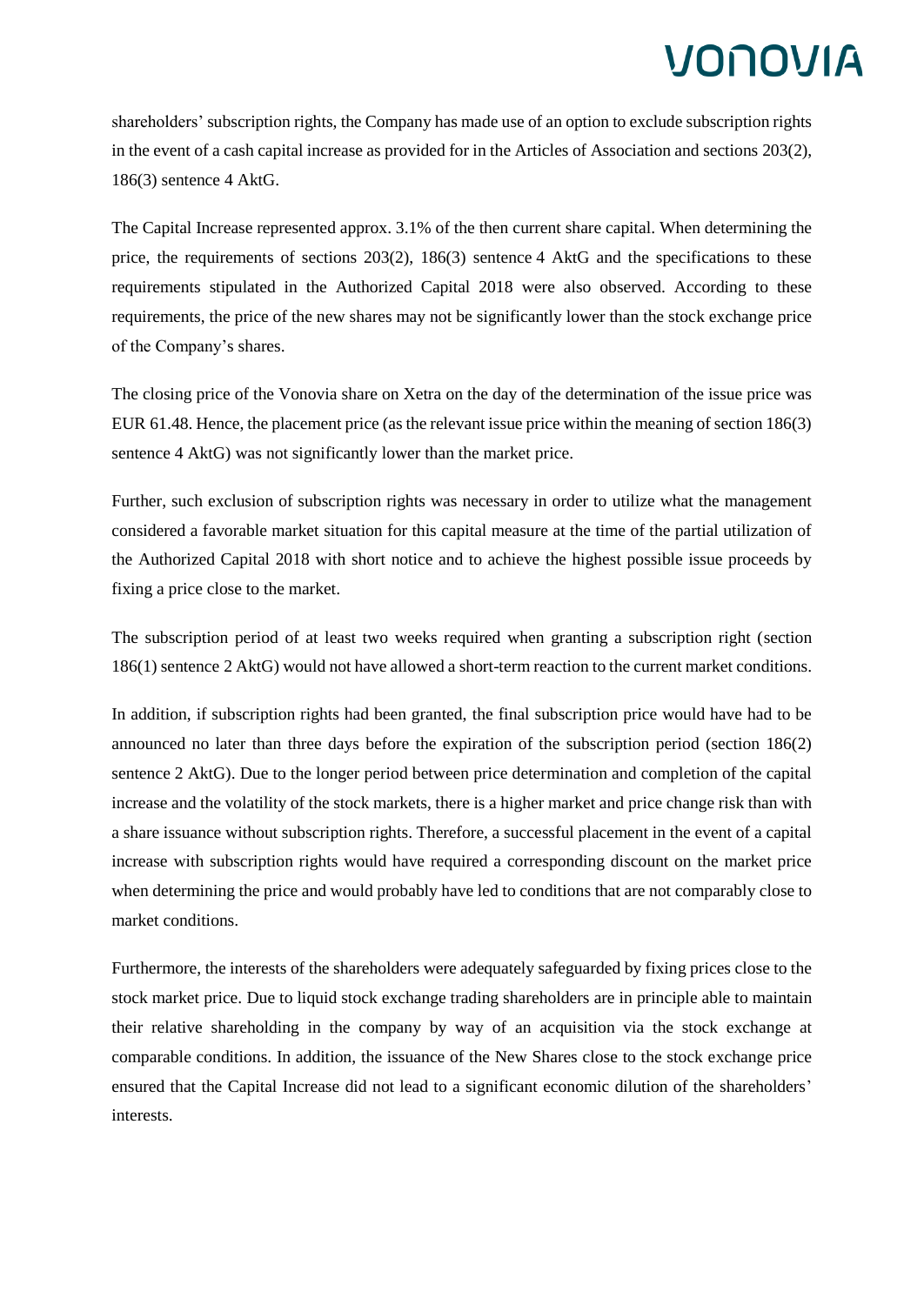shareholders' subscription rights, the Company has made use of an option to exclude subscription rights in the event of a cash capital increase as provided for in the Articles of Association and sections 203(2), 186(3) sentence 4 AktG.

The Capital Increase represented approx. 3.1% of the then current share capital. When determining the price, the requirements of sections 203(2), 186(3) sentence 4 AktG and the specifications to these requirements stipulated in the Authorized Capital 2018 were also observed. According to these requirements, the price of the new shares may not be significantly lower than the stock exchange price of the Company's shares.

The closing price of the Vonovia share on Xetra on the day of the determination of the issue price was EUR 61.48. Hence, the placement price (as the relevant issue price within the meaning of section 186(3) sentence 4 AktG) was not significantly lower than the market price.

Further, such exclusion of subscription rights was necessary in order to utilize what the management considered a favorable market situation for this capital measure at the time of the partial utilization of the Authorized Capital 2018 with short notice and to achieve the highest possible issue proceeds by fixing a price close to the market.

The subscription period of at least two weeks required when granting a subscription right (section 186(1) sentence 2 AktG) would not have allowed a short-term reaction to the current market conditions.

In addition, if subscription rights had been granted, the final subscription price would have had to be announced no later than three days before the expiration of the subscription period (section 186(2) sentence 2 AktG). Due to the longer period between price determination and completion of the capital increase and the volatility of the stock markets, there is a higher market and price change risk than with a share issuance without subscription rights. Therefore, a successful placement in the event of a capital increase with subscription rights would have required a corresponding discount on the market price when determining the price and would probably have led to conditions that are not comparably close to market conditions.

Furthermore, the interests of the shareholders were adequately safeguarded by fixing prices close to the stock market price. Due to liquid stock exchange trading shareholders are in principle able to maintain their relative shareholding in the company by way of an acquisition via the stock exchange at comparable conditions. In addition, the issuance of the New Shares close to the stock exchange price ensured that the Capital Increase did not lead to a significant economic dilution of the shareholders' interests.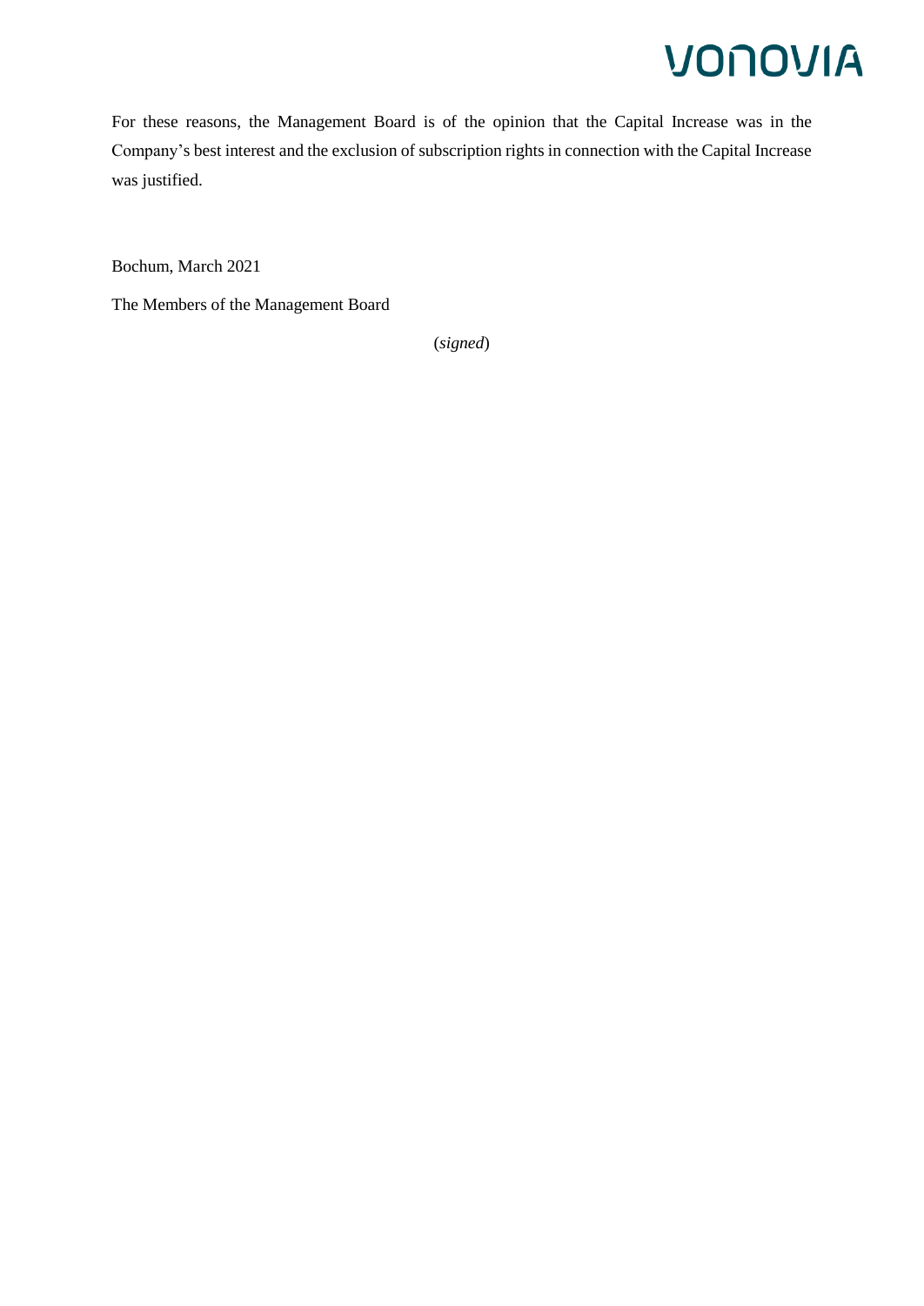For these reasons, the Management Board is of the opinion that the Capital Increase was in the Company's best interest and the exclusion of subscription rights in connection with the Capital Increase was justified.

Bochum, March 2021

The Members of the Management Board

(*signed*)